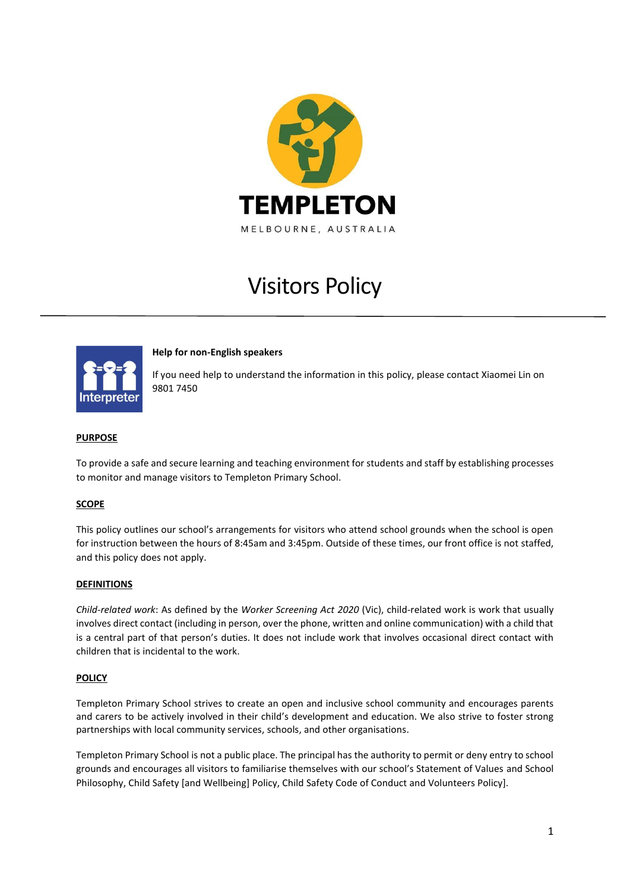TEMPLETON

MELBOURNE, AUSTRALIA

# Visitors Policy

**Help for non-English speakers**

If you need help to understand the information in this policy, please contact Xiaomei Lin on 9801 7450

## PURPOSE

To provide a safe and secure learning and teaching environment for students and staff by establishing processes to monitor and manage visitors to Templeton Primary School.

## SCOPE

This policy outlines our school's arrangements for visitors who attend school grounds when the school is open for instruction between the hours of 8:45am and 3:45pm. Outside of these times, our front office is not staffed, and this policy does not apply.

## DEFINITIONS

*Child-related work*: As defined by the *Worker Screening Act 2020* (Vic), child-related work is work that usually involves direct contact (including in person, over the phone, written and online communication) with a child that is a central part of that person's duties. It does not include work that involves occasional direct contact with children that is incidental to the work.

## POLICY

Templeton Primary School strives to create an open and inclusive school community and encourages parents and carers to be actively involved in their child's development and education. We also strive to foster strong partnerships with local community services, schools, and other organisations.

Templeton Primary School is not a public place. The principal has the authority to permit or deny entry to school grounds and encourages all visitors to familiarise themselves with our school's Statement of Values and School Philosophy, Child Safety [and Wellbeing] Policy, Child Safety Code of Conduct and Volunteers Policy].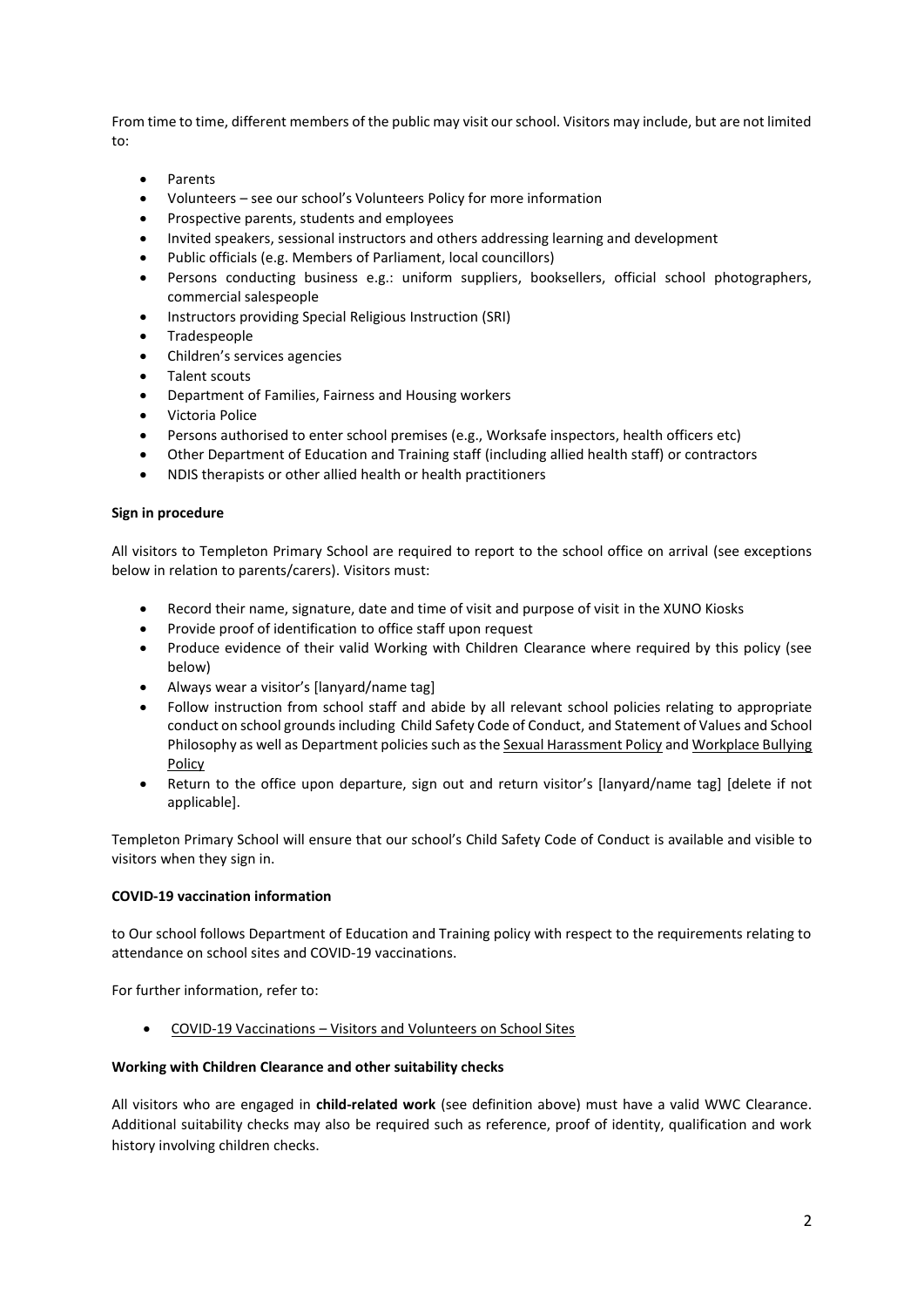From time to time, different members of the public may visit our school. Visitors may include, but are not limited to:

- Parents
- Volunteers – see our school's Volunteers Policy for more information
- Prospective parents, students and employees
- Invited speakers, sessional instructors and others addressing learning and development
- Public officials (e.g. Members of Parliament, local councillors)
- Persons conducting business e.g.: uniform suppliers, booksellers, official school photographers, commercial salespeople
- Instructors providing Special Religious Instruction (SRI)
- Tradespeople
- Children's services agencies
- Talent scouts
- Department of Families, Fairness and Housing workers
- Victoria Police
- Persons authorised to enter school premises (e.g., Worksafe inspectors, health officers etc)
- Other Department of Education and Training staff (including allied health staff) or contractors
- NDIS therapists or other allied health or health practitioners

**Sign in procedure**

All visitors to Templeton Primary School are required to report to the school office on arrival (see exceptions below in relation to parents/carers). Visitors must:

- Record their name, signature, date and time of visit and purpose of visit in the XUNO Kiosks
- Provide proof of identification to office staff upon request
- Produce evidence of their valid Working with Children Clearance where required by this policy (see below)
- Always wear a visitor's [lanyard/name tag]
- Follow instruction from school staff and abide by all relevant school policies relating to appropriate conduct on school grounds including Child Safety Code of Conduct, and Statement of Values and School Philosophy as well as Department policies such as the Sexual Harassment Policy and Workplace Bullying Policy
- Return to the office upon departure, sign out and return visitor's [lanyard/name tag] [delete if not applicable].

Templeton Primary School will ensure that our school's Child Safety Code of Conduct is available and visible to visitors when they sign in.

**COVID-19 vaccination information**

to Our school follows Department of Education and Training policy with respect to the requirements relating to attendance on school sites and COVID-19 vaccinations.

For further information, refer to:

- COVID-19 Vaccinations – Visitors and Volunteers on School Sites

**Working with Children Clearance and other suitability checks**

All visitors who are engaged in **child-related work** (see definition above) must have a valid WWC Clearance. Additional suitability checks may also be required such as reference, proof of identity, qualification and work history involving children checks.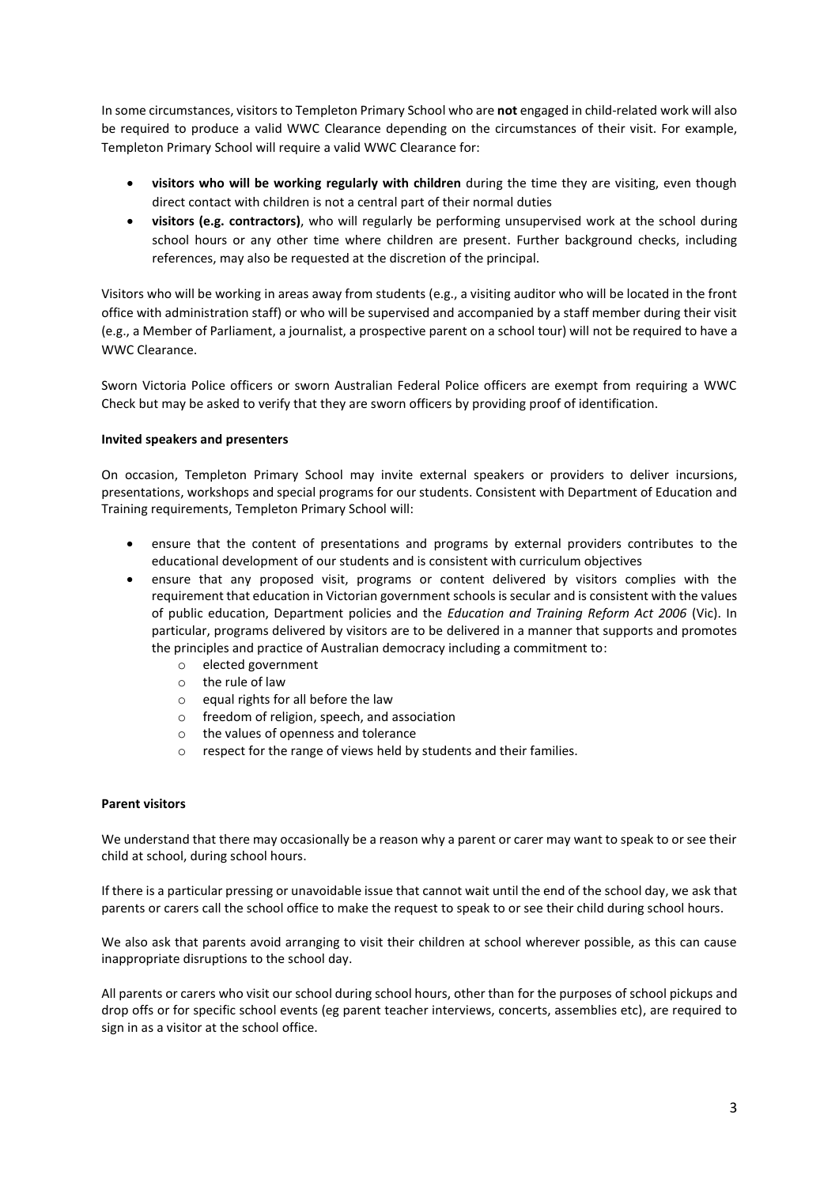In some circumstances, visitors to Templeton Primary School who are **not** engaged in child-related work will also be required to produce a valid WWC Clearance depending on the circumstances of their visit. For example, Templeton Primary School will require a valid WWC Clearance for:

- **visitors who will be working regularly with children** during the time they are visiting, even though direct contact with children is not a central part of their normal duties
- **visitors (e.g. contractors)**, who will regularly be performing unsupervised work at the school during school hours or any other time where children are present. Further background checks, including references, may also be requested at the discretion of the principal.

Visitors who will be working in areas away from students (e.g., a visiting auditor who will be located in the front office with administration staff) or who will be supervised and accompanied by a staff member during their visit (e.g., a Member of Parliament, a journalist, a prospective parent on a school tour) will not be required to have a WWC Clearance.

Sworn Victoria Police officers or sworn Australian Federal Police officers are exempt from requiring a WWC Check but may be asked to verify that they are sworn officers by providing proof of identification.

**Invited speakers and presenters**

On occasion, Templeton Primary School may invite external speakers or providers to deliver incursions, presentations, workshops and special programs for our students. Consistent with Department of Education and Training requirements, Templeton Primary School will:

- ensure that the content of presentations and programs by external providers contributes to the educational development of our students and is consistent with curriculum objectives
- ensure that any proposed visit, programs or content delivered by visitors complies with the requirement that education in Victorian government schools is secular and is consistent with the values of public education, Department policies and the *Education and Training Reform Act 2006* (Vic). In particular, programs delivered by visitors are to be delivered in a manner that supports and promotes the principles and practice of Australian democracy including a commitment to:
  - elected government
  - the rule of law
  - equal rights for all before the law
  - freedom of religion, speech, and association
  - the values of openness and tolerance
  - respect for the range of views held by students and their families.

**Parent visitors**

We understand that there may occasionally be a reason why a parent or carer may want to speak to or see their child at school, during school hours.

If there is a particular pressing or unavoidable issue that cannot wait until the end of the school day, we ask that parents or carers call the school office to make the request to speak to or see their child during school hours.

We also ask that parents avoid arranging to visit their children at school wherever possible, as this can cause inappropriate disruptions to the school day.

All parents or carers who visit our school during school hours, other than for the purposes of school pickups and drop offs or for specific school events (eg parent teacher interviews, concerts, assemblies etc), are required to sign in as a visitor at the school office.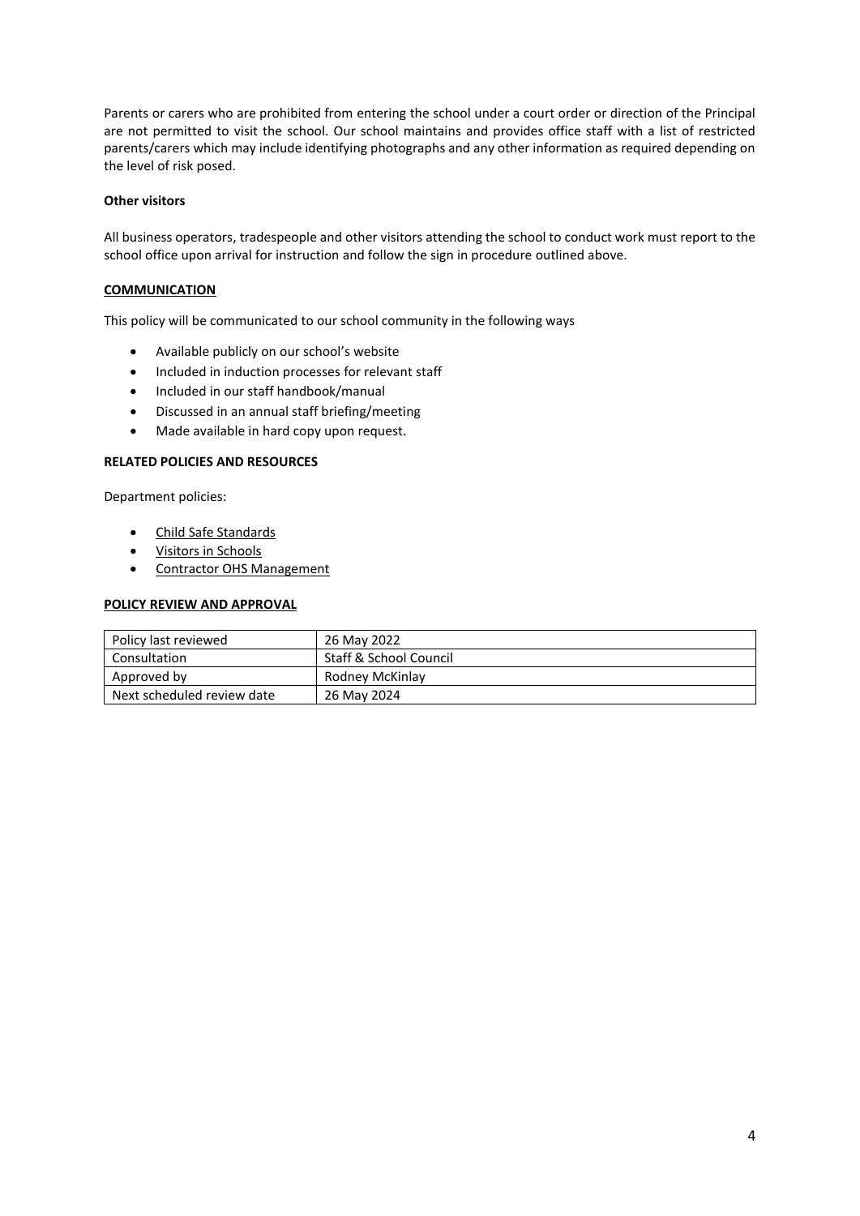Parents or carers who are prohibited from entering the school under a court order or direction of the Principal are not permitted to visit the school. Our school maintains and provides office staff with a list of restricted parents/carers which may include identifying photographs and any other information as required depending on the level of risk posed.

**Other visitors**

All business operators, tradespeople and other visitors attending the school to conduct work must report to the school office upon arrival for instruction and follow the sign in procedure outlined above.

## COMMUNICATION

This policy will be communicated to our school community in the following ways

- Available publicly on our school's website
- Included in induction processes for relevant staff
- Included in our staff handbook/manual
- Discussed in an annual staff briefing/meeting
- Made available in hard copy upon request.

## RELATED POLICIES AND RESOURCES

Department policies:

- Child Safe Standards
- Visitors in Schools
- Contractor OHS Management

## POLICY REVIEW AND APPROVAL

| | |
|---|---|
| Policy last reviewed | 26 May 2022 |
| Consultation | Staff & School Council |
| Approved by | Rodney McKinlay |
| Next scheduled review date | 26 May 2024 |